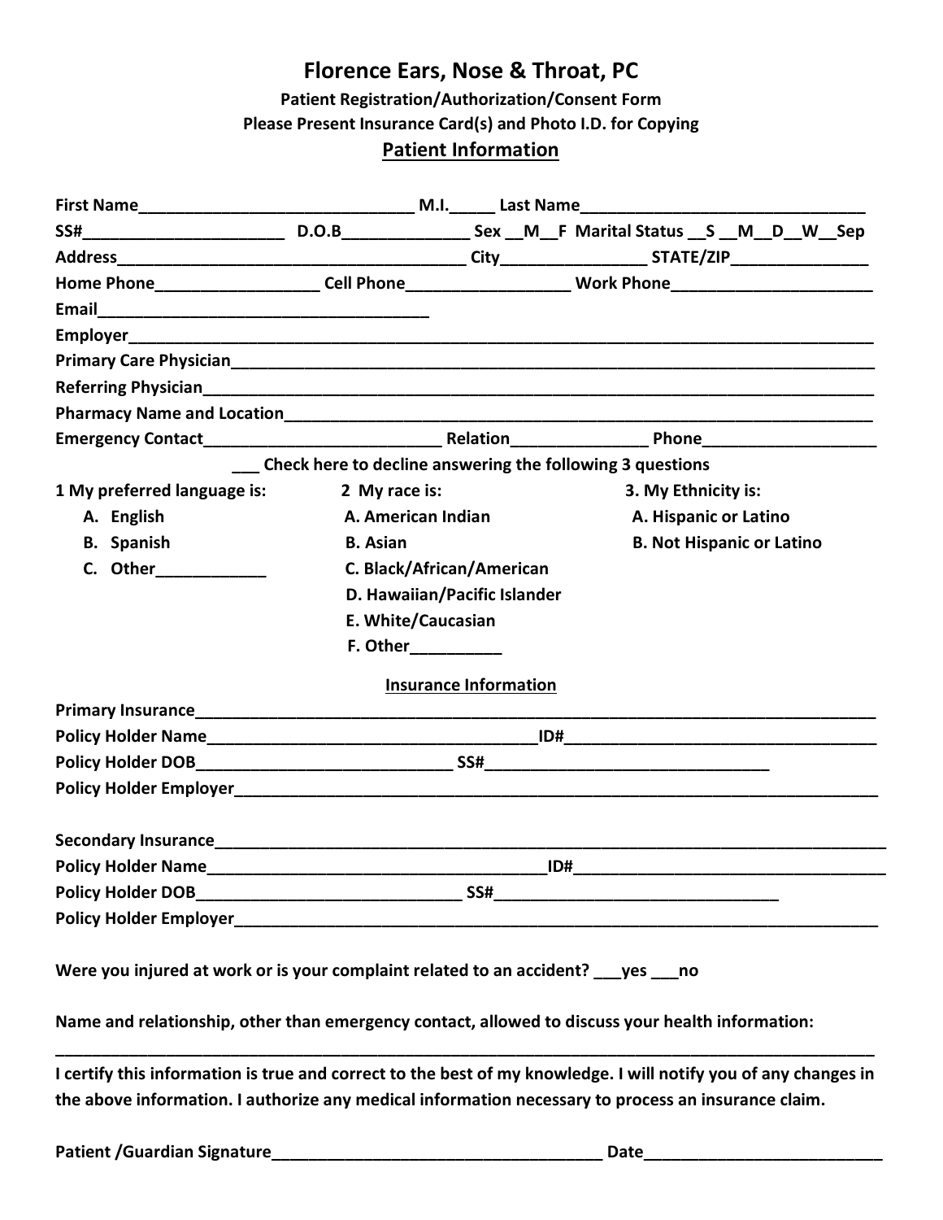# Florence Ears, Nose & Throat, PC

**Patient Registration/Authorization/Consent Form**

**Please Present Insurance Card(s) and Photo I.D. for Copying**

## Patient Information

**First Name**_______________________________ **M.I.**_____ **Last Name**_______________________________

**SS#**______________________ **D.O.B**______________ **Sex** __M__F **Marital Status** __S __M__D__W__Sep

**Address**_______________________________________ **City**________________ **STATE/ZIP**_______________

**Home Phone**__________________ **Cell Phone**__________________ **Work Phone**______________________

**Email**_____________________________________

**Employer**_____________________________________________________________________________

**Primary Care Physician**________________________________________________________________

**Referring Physician**____________________________________________________________________

**Pharmacy Name and Location**___________________________________________________________

**Emergency Contact**___________________________ **Relation**_______________ **Phone**___________________

**___ Check here to decline answering the following 3 questions**

**1 My preferred language is:**

A. **English**
B. **Spanish**
C. **Other**____________

**2 My race is:**

**A. American Indian**
**B. Asian**
**C. Black/African/American**
**D. Hawaiian/Pacific Islander**
**E. White/Caucasian**
**F. Other**__________

**3. My Ethnicity is:**

**A. Hispanic or Latino**
**B. Not Hispanic or Latino**

## Insurance Information

**Primary Insurance**_____________________________________________________________________

**Policy Holder Name**_____________________________________**ID#**___________________________________

**Policy Holder DOB**____________________________ **SS#**________________________________

**Policy Holder Employer**_________________________________________________________________

**Secondary Insurance**____________________________________________________________________

**Policy Holder Name**_____________________________________**ID#**___________________________________

**Policy Holder DOB**____________________________ **SS#**________________________________

**Policy Holder Employer**_________________________________________________________________

**Were you injured at work or is your complaint related to an accident? ___yes ___no**

**Name and relationship, other than emergency contact, allowed to discuss your health information:**

_______________________________________________________________________________________

**I certify this information is true and correct to the best of my knowledge. I will notify you of any changes in the above information. I authorize any medical information necessary to process an insurance claim.**

**Patient /Guardian Signature**_____________________________________ **Date**__________________________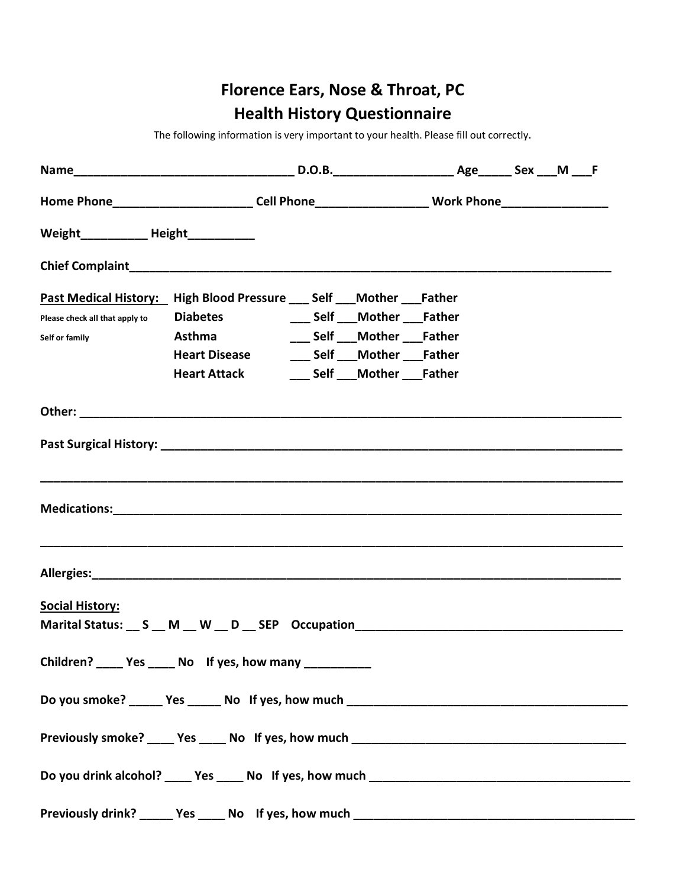# Florence Ears, Nose & Throat, PC
## Health History Questionnaire

The following information is very important to your health. Please fill out correctly.

**Name**________________________________ **D.O.B.**_________________ **Age**_____ **Sex** ___**M** ___**F**

**Home Phone**____________________ **Cell Phone**________________ **Work Phone**_______________

**Weight**_________ **Height**_________

**Chief Complaint**__________________________________________________________________________

**Past Medical History:**
Please check all that apply to Self or family

| | | | |
|---|---|---|---|
| **High Blood Pressure** | ___ **Self** | ___**Mother** | ___**Father** |
| **Diabetes** | ___ **Self** | ___**Mother** | ___**Father** |
| **Asthma** | ___ **Self** | ___**Mother** | ___**Father** |
| **Heart Disease** | ___ **Self** | ___**Mother** | ___**Father** |
| **Heart Attack** | ___ **Self** | ___**Mother** | ___**Father** |

**Other:** ___________________________________________________________________________

**Past Surgical History:** _____________________________________________________________

_____________________________________________________________________________________

**Medications:**______________________________________________________________________

_____________________________________________________________________________________

**Allergies:**_________________________________________________________________________

**Social History:**

**Marital Status:** __ **S** __ **M** __ **W** __ **D** __ **SEP** **Occupation**_____________________________________

**Children?** ____ **Yes** ____ **No** **If yes, how many** _________

**Do you smoke?** _____ **Yes** _____ **No** **If yes, how much** ______________________________________

**Previously smoke?** ____ **Yes** ____ **No** **If yes, how much** _____________________________________

**Do you drink alcohol?** ____ **Yes** ____ **No** **If yes, how much** __________________________________

**Previously drink?** _____ **Yes** ____ **No** **If yes, how much** ______________________________________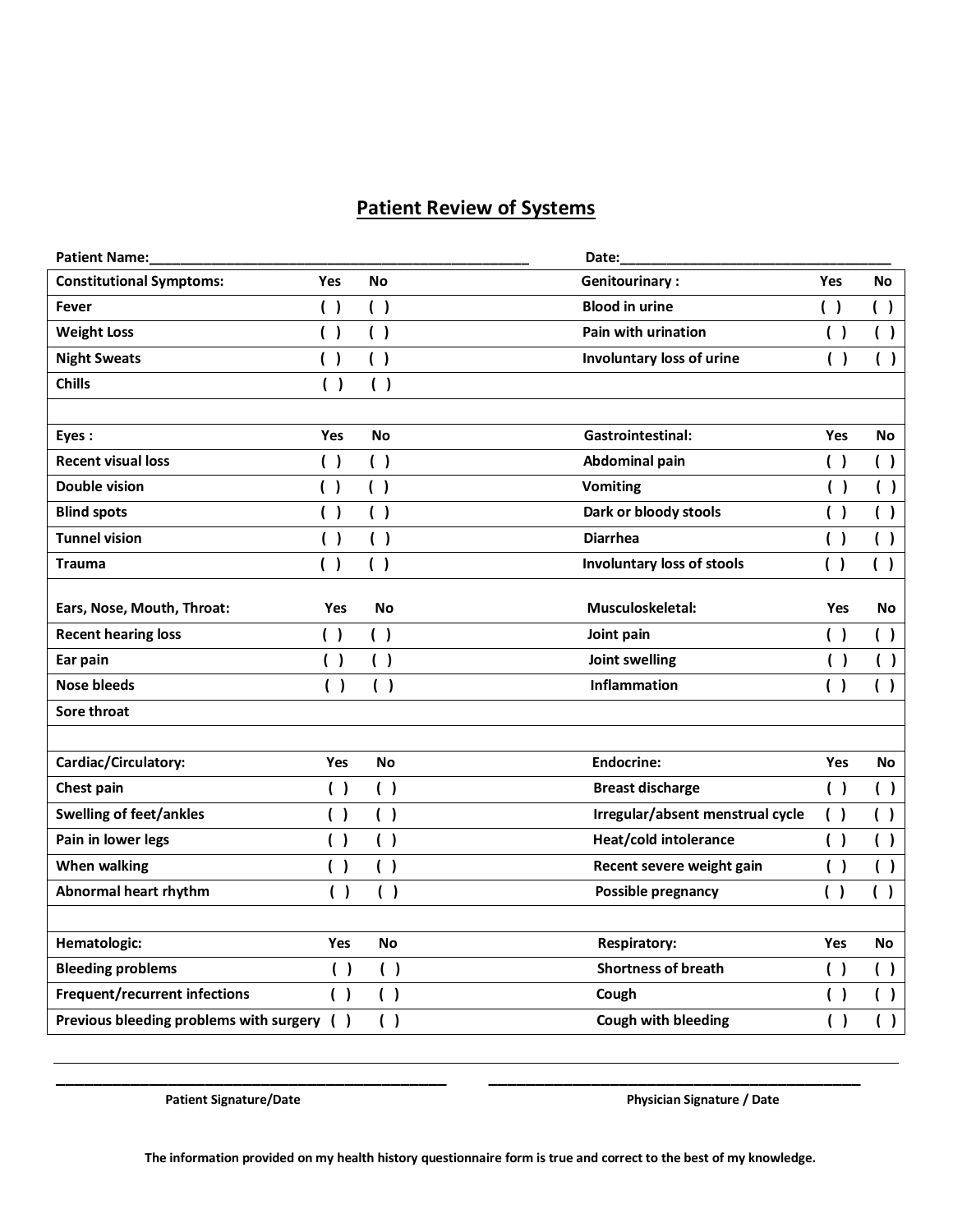## Patient Review of Systems

Patient Name:_______________________________________________ Date:___________________________________

| Constitutional Symptoms: | Yes | No | Genitourinary : | Yes | No |
|---|---|---|---|---|---|
| Fever | ( ) | ( ) | Blood in urine | ( ) | ( ) |
| Weight Loss | ( ) | ( ) | Pain with urination | ( ) | ( ) |
| Night Sweats | ( ) | ( ) | Involuntary loss of urine | ( ) | ( ) |
| Chills | ( ) | ( ) | | | |
| | | | | | |
| **Eyes :** | **Yes** | **No** | **Gastrointestinal:** | **Yes** | **No** |
| Recent visual loss | ( ) | ( ) | Abdominal pain | ( ) | ( ) |
| Double vision | ( ) | ( ) | Vomiting | ( ) | ( ) |
| Blind spots | ( ) | ( ) | Dark or bloody stools | ( ) | ( ) |
| Tunnel vision | ( ) | ( ) | Diarrhea | ( ) | ( ) |
| Trauma | ( ) | ( ) | Involuntary loss of stools | ( ) | ( ) |
| **Ears, Nose, Mouth, Throat:** | **Yes** | **No** | **Musculoskeletal:** | **Yes** | **No** |
| Recent hearing loss | ( ) | ( ) | Joint pain | ( ) | ( ) |
| Ear pain | ( ) | ( ) | Joint swelling | ( ) | ( ) |
| Nose bleeds | ( ) | ( ) | Inflammation | ( ) | ( ) |
| Sore throat | | | | | |
| | | | | | |
| **Cardiac/Circulatory:** | **Yes** | **No** | **Endocrine:** | **Yes** | **No** |
| Chest pain | ( ) | ( ) | Breast discharge | ( ) | ( ) |
| Swelling of feet/ankles | ( ) | ( ) | Irregular/absent menstrual cycle | ( ) | ( ) |
| Pain in lower legs | ( ) | ( ) | Heat/cold intolerance | ( ) | ( ) |
| When walking | ( ) | ( ) | Recent severe weight gain | ( ) | ( ) |
| Abnormal heart rhythm | ( ) | ( ) | Possible pregnancy | ( ) | ( ) |
| | | | | | |
| **Hematologic:** | **Yes** | **No** | **Respiratory:** | **Yes** | **No** |
| Bleeding problems | ( ) | ( ) | Shortness of breath | ( ) | ( ) |
| Frequent/recurrent infections | ( ) | ( ) | Cough | ( ) | ( ) |
| Previous bleeding problems with surgery | ( ) | ( ) | Cough with bleeding | ( ) | ( ) |

_______________________________________________ _______________________________________________

Patient Signature/Date Physician Signature / Date

**The information provided on my health history questionnaire form is true and correct to the best of my knowledge.**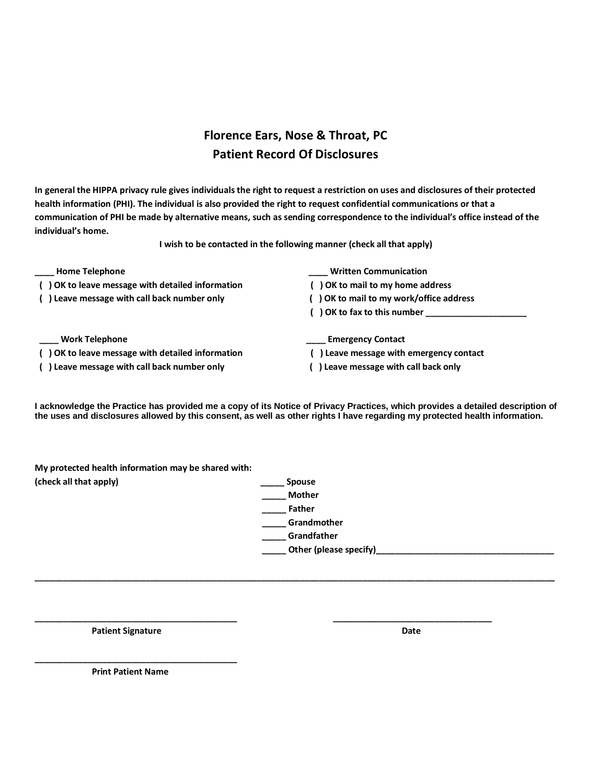## Florence Ears, Nose & Throat, PC
## Patient Record Of Disclosures

**In general the HIPPA privacy rule gives individuals the right to request a restriction on uses and disclosures of their protected health information (PHI). The individual is also provided the right to request confidential communications or that a communication of PHI be made by alternative means, such as sending correspondence to the individual's office instead of the individual's home.**

**I wish to be contacted in the following manner (check all that apply)**

**____ Home Telephone**
**( ) OK to leave message with detailed information**
**( ) Leave message with call back number only**

**____ Work Telephone**
**( ) OK to leave message with detailed information**
**( ) Leave message with call back number only**

**____ Written Communication**
**( ) OK to mail to my home address**
**( ) OK to mail to my work/office address**
**( ) OK to fax to this number ______________________**

**____ Emergency Contact**
**( ) Leave message with emergency contact**
**( ) Leave message with call back only**

**I acknowledge the Practice has provided me a copy of its Notice of Privacy Practices, which provides a detailed description of the uses and disclosures allowed by this consent, as well as other rights I have regarding my protected health information.**

**My protected health information may be shared with:**
**(check all that apply)**

**_____ Spouse**
**_____ Mother**
**_____ Father**
**_____ Grandmother**
**_____ Grandfather**
**_____ Other (please specify)______________________________________**

________________________________________________________________________________________________

____________________________________________ **Patient Signature**

____________________________________ **Date**

____________________________________________ **Print Patient Name**